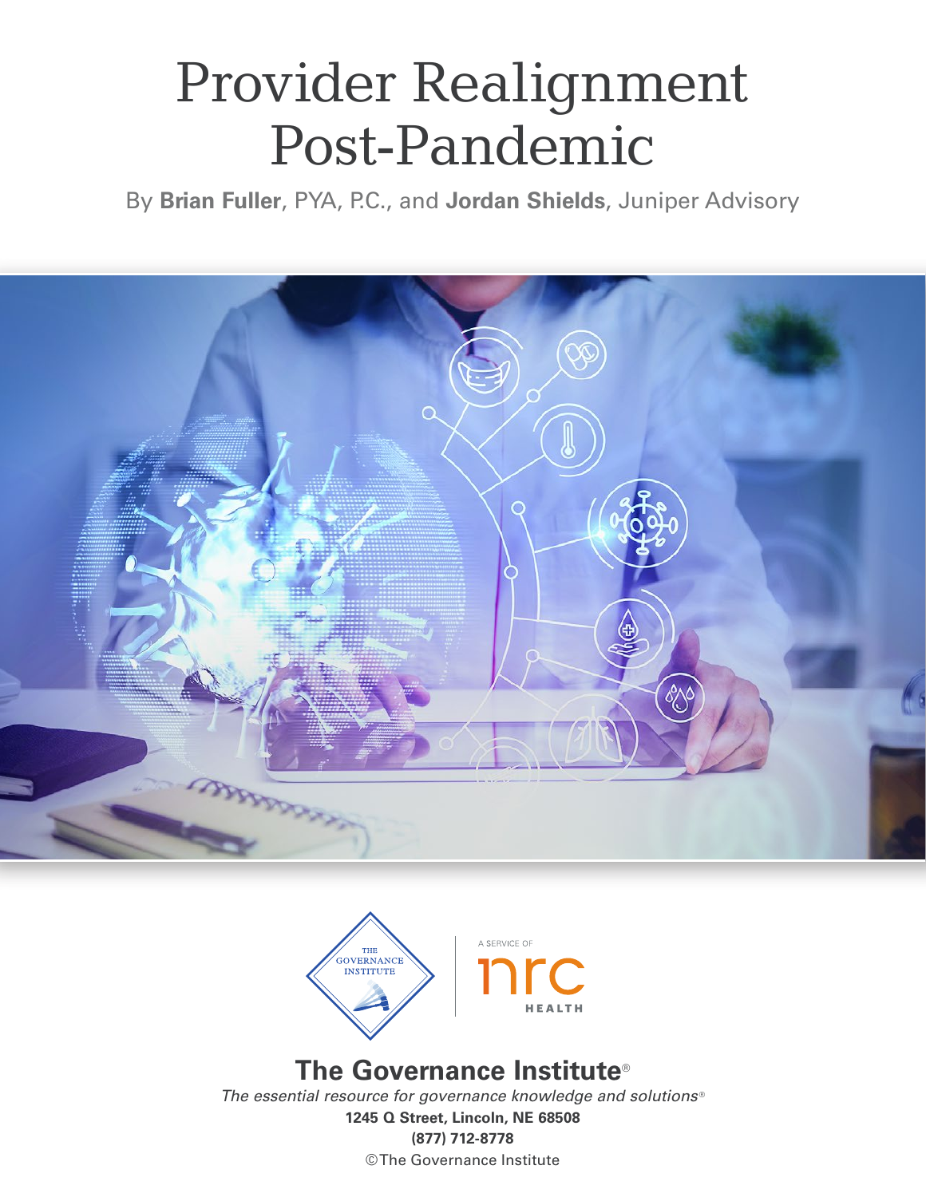# Provider Realignment Post-Pandemic

By **Brian Fuller**, PYA, P.C., and **Jordan Shields**, Juniper Advisory

THE GOVERNANCE INSTITUTE

A SERVICE OF nrc HEALTH

**The Governance Institute®**

*The essential resource for governance knowledge and solutions®*

**1245 Q Street, Lincoln, NE 68508**

**(877) 712-8778**

©The Governance Institute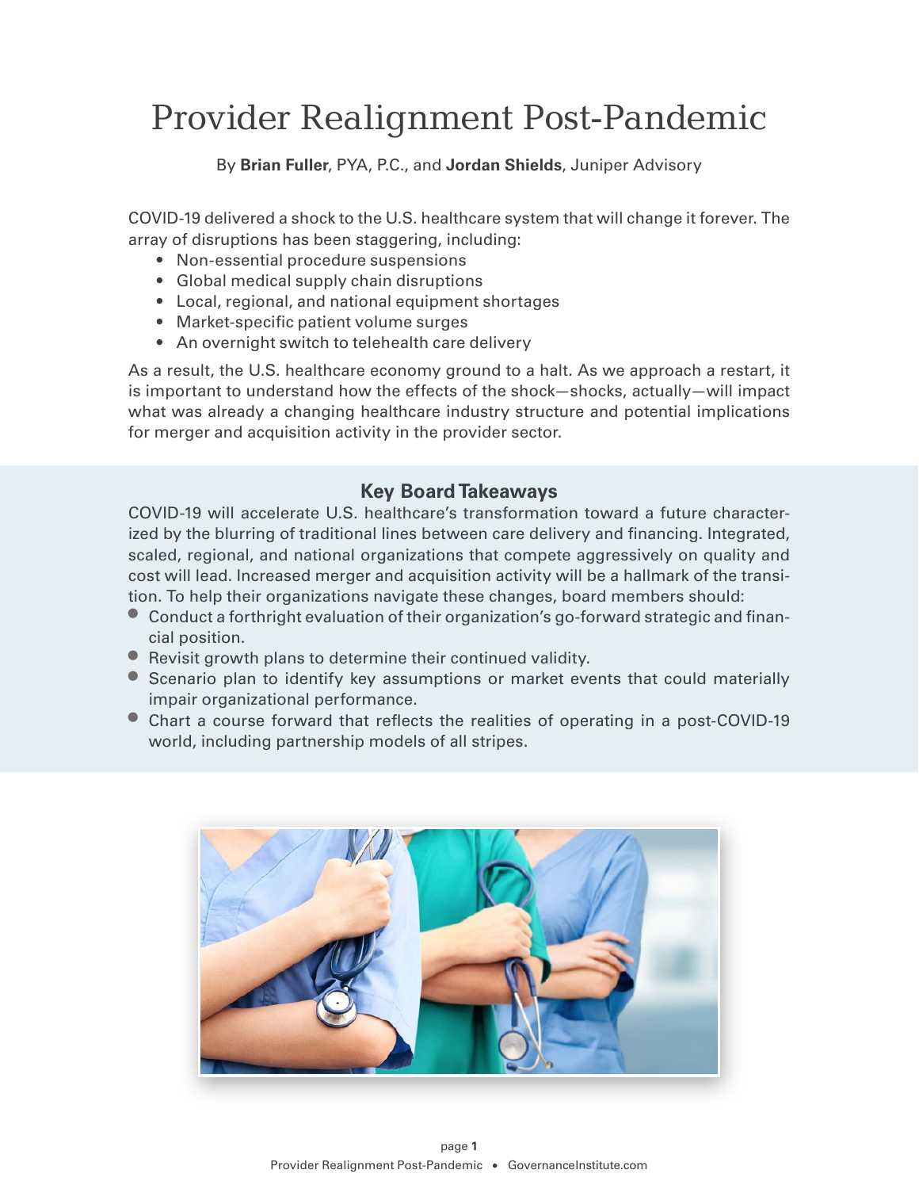# Provider Realignment Post-Pandemic

By **Brian Fuller**, PYA, P.C., and **Jordan Shields**, Juniper Advisory

COVID-19 delivered a shock to the U.S. healthcare system that will change it forever. The array of disruptions has been staggering, including:

- Non-essential procedure suspensions
- Global medical supply chain disruptions
- Local, regional, and national equipment shortages
- Market-specific patient volume surges
- An overnight switch to telehealth care delivery

As a result, the U.S. healthcare economy ground to a halt. As we approach a restart, it is important to understand how the effects of the shock—shocks, actually—will impact what was already a changing healthcare industry structure and potential implications for merger and acquisition activity in the provider sector.

### Key Board Takeaways

COVID-19 will accelerate U.S. healthcare's transformation toward a future characterized by the blurring of traditional lines between care delivery and financing. Integrated, scaled, regional, and national organizations that compete aggressively on quality and cost will lead. Increased merger and acquisition activity will be a hallmark of the transition. To help their organizations navigate these changes, board members should:

- Conduct a forthright evaluation of their organization's go-forward strategic and financial position.
- Revisit growth plans to determine their continued validity.
- Scenario plan to identify key assumptions or market events that could materially impair organizational performance.
- Chart a course forward that reflects the realities of operating in a post-COVID-19 world, including partnership models of all stripes.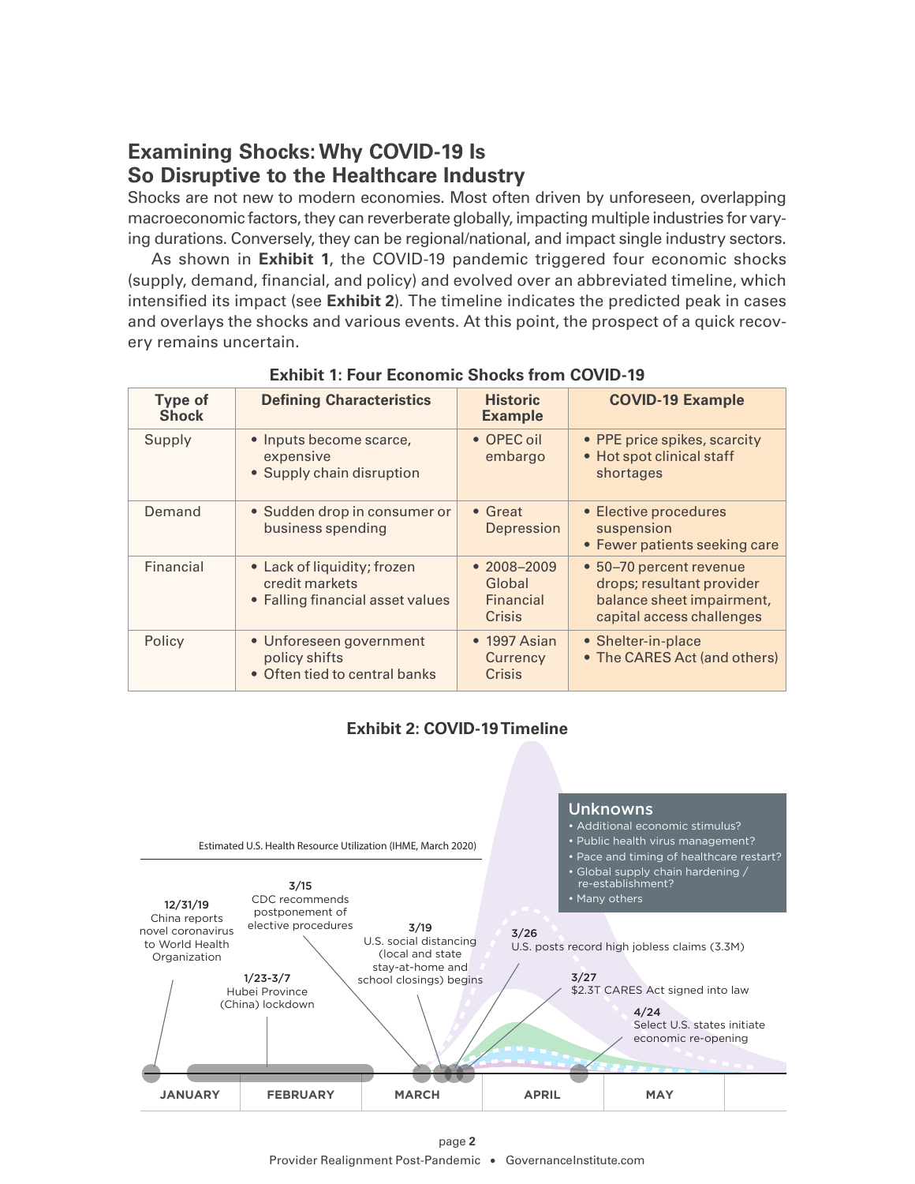## Examining Shocks: Why COVID-19 Is So Disruptive to the Healthcare Industry

Shocks are not new to modern economies. Most often driven by unforeseen, overlapping macroeconomic factors, they can reverberate globally, impacting multiple industries for varying durations. Conversely, they can be regional/national, and impact single industry sectors.

As shown in **Exhibit 1**, the COVID-19 pandemic triggered four economic shocks (supply, demand, financial, and policy) and evolved over an abbreviated timeline, which intensified its impact (see **Exhibit 2**). The timeline indicates the predicted peak in cases and overlays the shocks and various events. At this point, the prospect of a quick recovery remains uncertain.

**Exhibit 1: Four Economic Shocks from COVID-19**

| Type of Shock | Defining Characteristics | Historic Example | COVID-19 Example |
|---|---|---|---|
| Supply | • Inputs become scarce, expensive<br>• Supply chain disruption | • OPEC oil embargo | • PPE price spikes, scarcity<br>• Hot spot clinical staff shortages |
| Demand | • Sudden drop in consumer or business spending | • Great Depression | • Elective procedures suspension<br>• Fewer patients seeking care |
| Financial | • Lack of liquidity; frozen credit markets<br>• Falling financial asset values | • 2008–2009 Global Financial Crisis | • 50–70 percent revenue drops; resultant provider balance sheet impairment, capital access challenges |
| Policy | • Unforeseen government policy shifts<br>• Often tied to central banks | • 1997 Asian Currency Crisis | • Shelter-in-place<br>• The CARES Act (and others) |

**Exhibit 2: COVID-19 Timeline**

Estimated U.S. Health Resource Utilization (IHME, March 2020)

- **12/31/19** China reports novel coronavirus to World Health Organization
- **1/23-3/7** Hubei Province (China) lockdown
- **3/15** CDC recommends postponement of elective procedures
- **3/19** U.S. social distancing (local and state stay-at-home and school closings) begins
- **3/26** U.S. posts record high jobless claims (3.3M)
- **3/27** $2.3T CARES Act signed into law
- **4/24** Select U.S. states initiate economic re-opening

**Unknowns**
- Additional economic stimulus?
- Public health virus management?
- Pace and timing of healthcare restart?
- Global supply chain hardening / re-establishment?
- Many others

JANUARY | FEBRUARY | MARCH | APRIL | MAY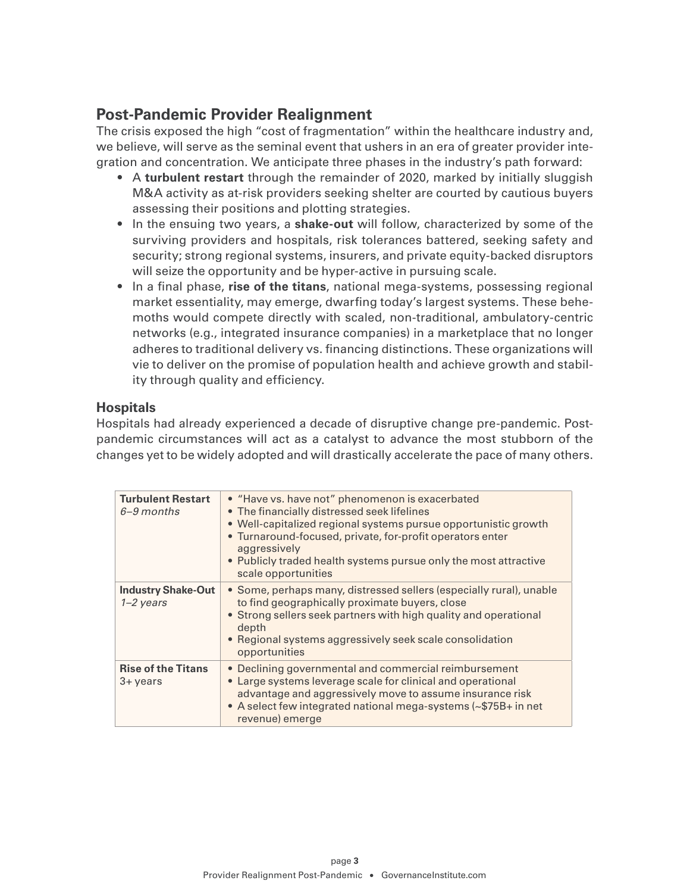## Post-Pandemic Provider Realignment

The crisis exposed the high "cost of fragmentation" within the healthcare industry and, we believe, will serve as the seminal event that ushers in an era of greater provider integration and concentration. We anticipate three phases in the industry's path forward:

- A **turbulent restart** through the remainder of 2020, marked by initially sluggish M&A activity as at-risk providers seeking shelter are courted by cautious buyers assessing their positions and plotting strategies.
- In the ensuing two years, a **shake-out** will follow, characterized by some of the surviving providers and hospitals, risk tolerances battered, seeking safety and security; strong regional systems, insurers, and private equity-backed disruptors will seize the opportunity and be hyper-active in pursuing scale.
- In a final phase, **rise of the titans**, national mega-systems, possessing regional market essentiality, may emerge, dwarfing today's largest systems. These behemoths would compete directly with scaled, non-traditional, ambulatory-centric networks (e.g., integrated insurance companies) in a marketplace that no longer adheres to traditional delivery vs. financing distinctions. These organizations will vie to deliver on the promise of population health and achieve growth and stability through quality and efficiency.

### Hospitals

Hospitals had already experienced a decade of disruptive change pre-pandemic. Post-pandemic circumstances will act as a catalyst to advance the most stubborn of the changes yet to be widely adopted and will drastically accelerate the pace of many others.

| Phase | Characteristics |
|---|---|
| **Turbulent Restart** *6–9 months* | • "Have vs. have not" phenomenon is exacerbated<br>• The financially distressed seek lifelines<br>• Well-capitalized regional systems pursue opportunistic growth<br>• Turnaround-focused, private, for-profit operators enter aggressively<br>• Publicly traded health systems pursue only the most attractive scale opportunities |
| **Industry Shake-Out** *1–2 years* | • Some, perhaps many, distressed sellers (especially rural), unable to find geographically proximate buyers, close<br>• Strong sellers seek partners with high quality and operational depth<br>• Regional systems aggressively seek scale consolidation opportunities |
| **Rise of the Titans** 3+ years | • Declining governmental and commercial reimbursement<br>• Large systems leverage scale for clinical and operational advantage and aggressively move to assume insurance risk<br>• A select few integrated national mega-systems (~$75B+ in net revenue) emerge |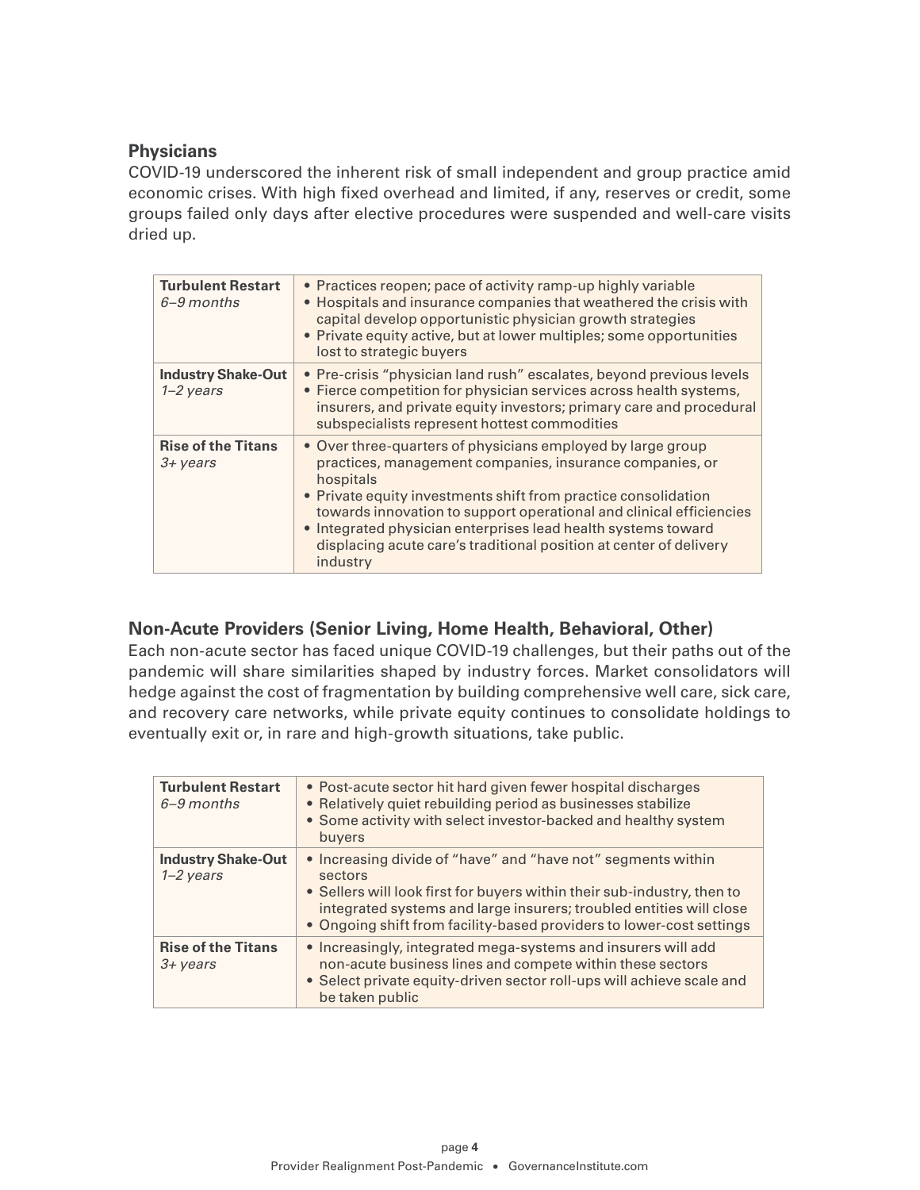### Physicians

COVID-19 underscored the inherent risk of small independent and group practice amid economic crises. With high fixed overhead and limited, if any, reserves or credit, some groups failed only days after elective procedures were suspended and well-care visits dried up.

| | |
|---|---|
| **Turbulent Restart** *6–9 months* | • Practices reopen; pace of activity ramp-up highly variable<br>• Hospitals and insurance companies that weathered the crisis with capital develop opportunistic physician growth strategies<br>• Private equity active, but at lower multiples; some opportunities lost to strategic buyers |
| **Industry Shake-Out** *1–2 years* | • Pre-crisis "physician land rush" escalates, beyond previous levels<br>• Fierce competition for physician services across health systems, insurers, and private equity investors; primary care and procedural subspecialists represent hottest commodities |
| **Rise of the Titans** *3+ years* | • Over three-quarters of physicians employed by large group practices, management companies, insurance companies, or hospitals<br>• Private equity investments shift from practice consolidation towards innovation to support operational and clinical efficiencies<br>• Integrated physician enterprises lead health systems toward displacing acute care's traditional position at center of delivery industry |

### Non-Acute Providers (Senior Living, Home Health, Behavioral, Other)

Each non-acute sector has faced unique COVID-19 challenges, but their paths out of the pandemic will share similarities shaped by industry forces. Market consolidators will hedge against the cost of fragmentation by building comprehensive well care, sick care, and recovery care networks, while private equity continues to consolidate holdings to eventually exit or, in rare and high-growth situations, take public.

| | |
|---|---|
| **Turbulent Restart** *6–9 months* | • Post-acute sector hit hard given fewer hospital discharges<br>• Relatively quiet rebuilding period as businesses stabilize<br>• Some activity with select investor-backed and healthy system buyers |
| **Industry Shake-Out** *1–2 years* | • Increasing divide of "have" and "have not" segments within sectors<br>• Sellers will look first for buyers within their sub-industry, then to integrated systems and large insurers; troubled entities will close<br>• Ongoing shift from facility-based providers to lower-cost settings |
| **Rise of the Titans** *3+ years* | • Increasingly, integrated mega-systems and insurers will add non-acute business lines and compete within these sectors<br>• Select private equity-driven sector roll-ups will achieve scale and be taken public |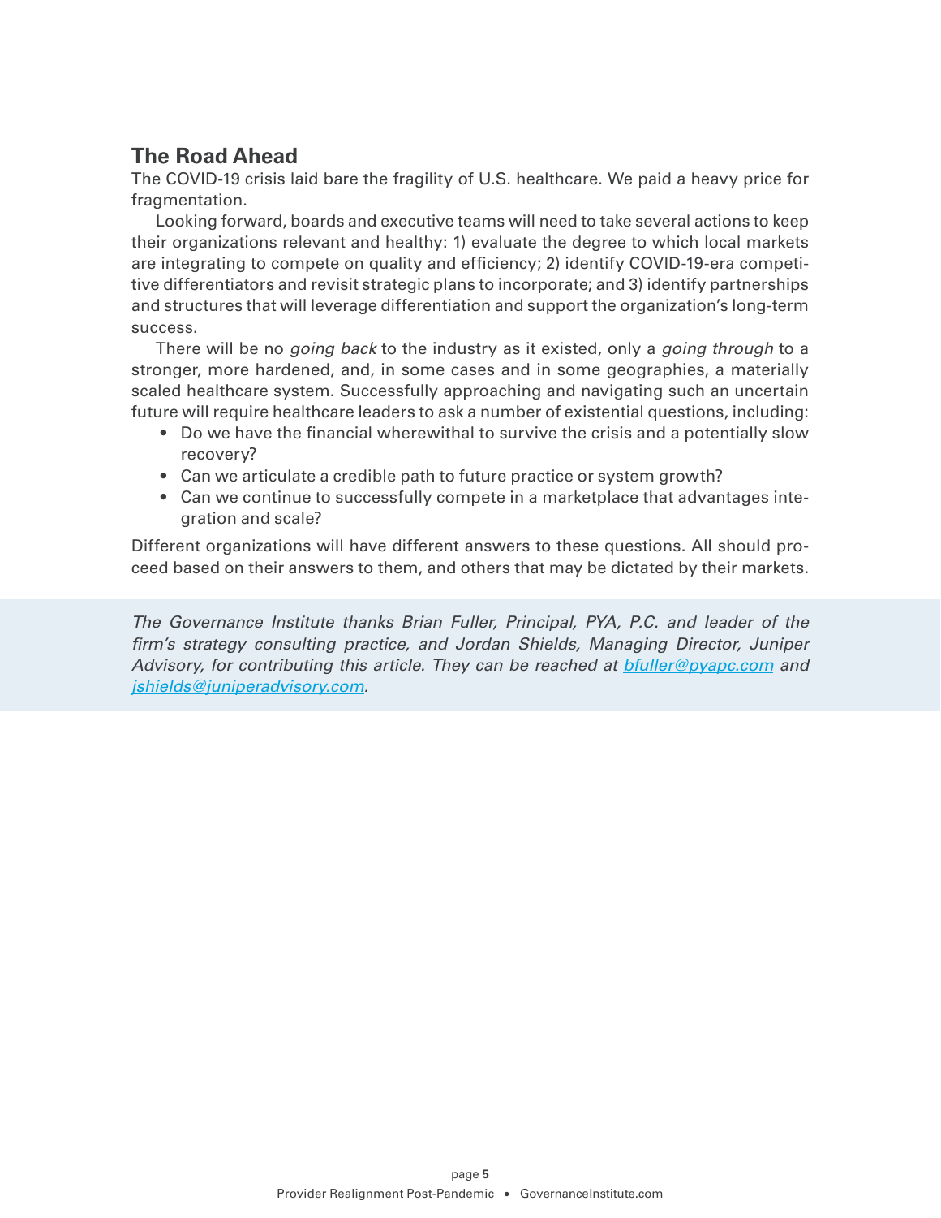## The Road Ahead

The COVID-19 crisis laid bare the fragility of U.S. healthcare. We paid a heavy price for fragmentation.

Looking forward, boards and executive teams will need to take several actions to keep their organizations relevant and healthy: 1) evaluate the degree to which local markets are integrating to compete on quality and efficiency; 2) identify COVID-19-era competitive differentiators and revisit strategic plans to incorporate; and 3) identify partnerships and structures that will leverage differentiation and support the organization's long-term success.

There will be no *going back* to the industry as it existed, only a *going through* to a stronger, more hardened, and, in some cases and in some geographies, a materially scaled healthcare system. Successfully approaching and navigating such an uncertain future will require healthcare leaders to ask a number of existential questions, including:

- Do we have the financial wherewithal to survive the crisis and a potentially slow recovery?
- Can we articulate a credible path to future practice or system growth?
- Can we continue to successfully compete in a marketplace that advantages integration and scale?

Different organizations will have different answers to these questions. All should proceed based on their answers to them, and others that may be dictated by their markets.

*The Governance Institute thanks Brian Fuller, Principal, PYA, P.C. and leader of the firm's strategy consulting practice, and Jordan Shields, Managing Director, Juniper Advisory, for contributing this article. They can be reached at [bfuller@pyapc.com](mailto:bfuller@pyapc.com) and [jshields@juniperadvisory.com](mailto:jshields@juniperadvisory.com).*